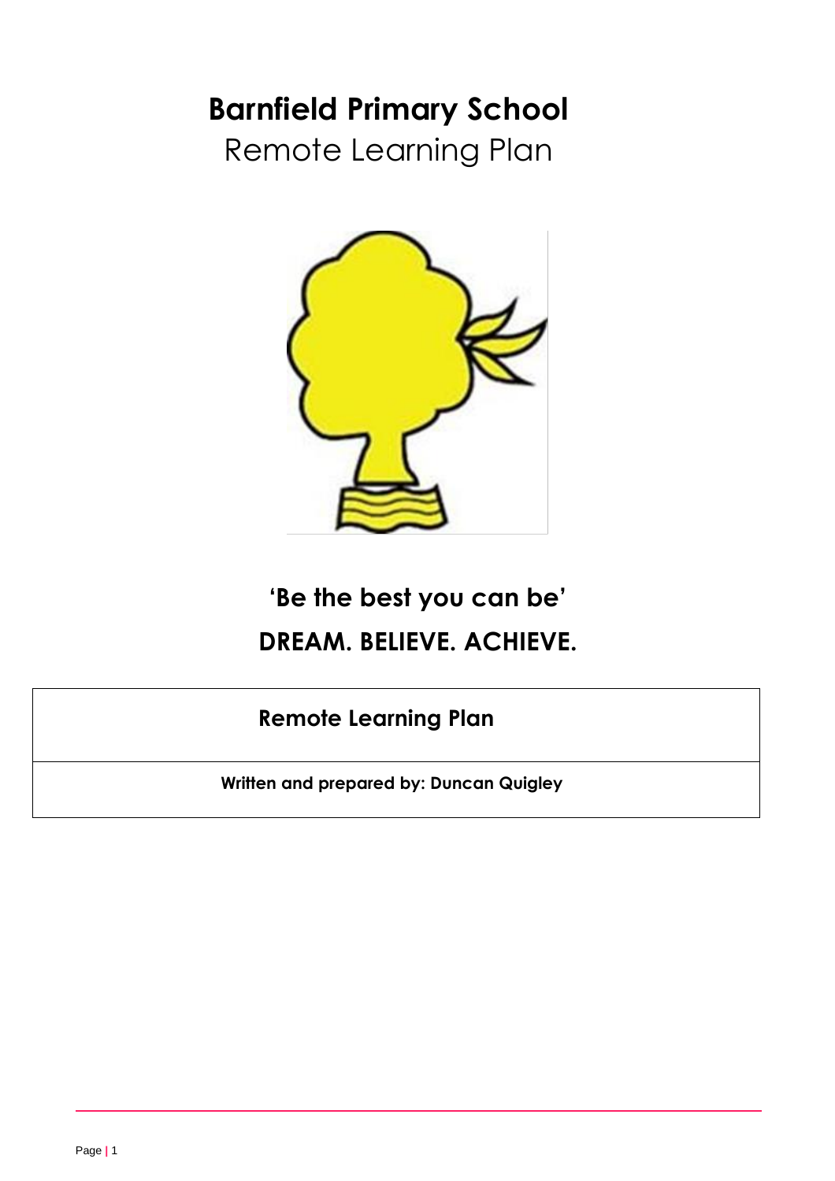# Barnfield Primary School

Remote Learning Plan

**'Be the best you can be'**

**DREAM. BELIEVE. ACHIEVE.**

| **Remote Learning Plan** |
| --- |
| **Written and prepared by: Duncan Quigley** |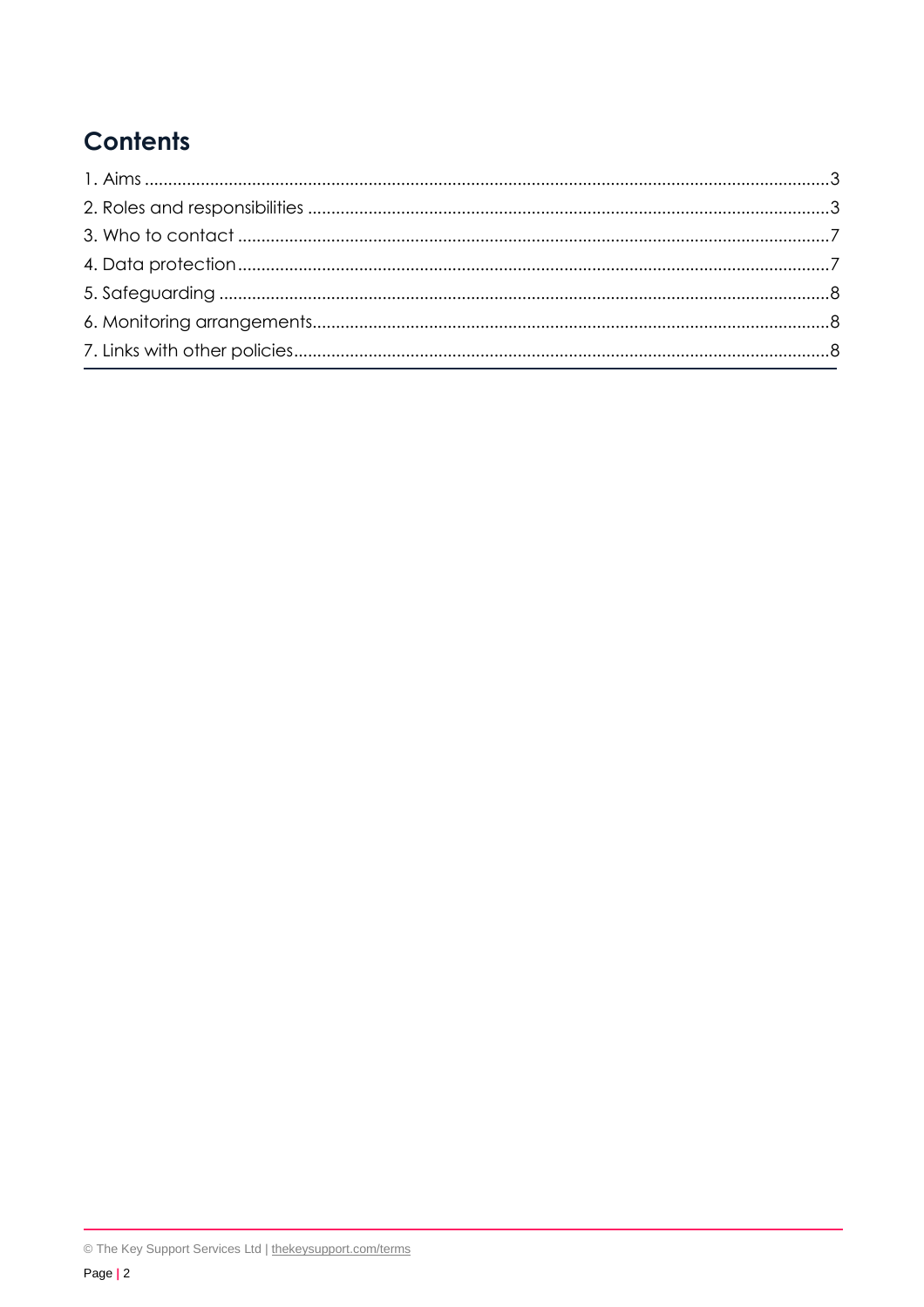# Contents

1. Aims ..... 3
2. Roles and responsibilities ..... 3
3. Who to contact ..... 7
4. Data protection ..... 7
5. Safeguarding ..... 8
6. Monitoring arrangements ..... 8
7. Links with other policies ..... 8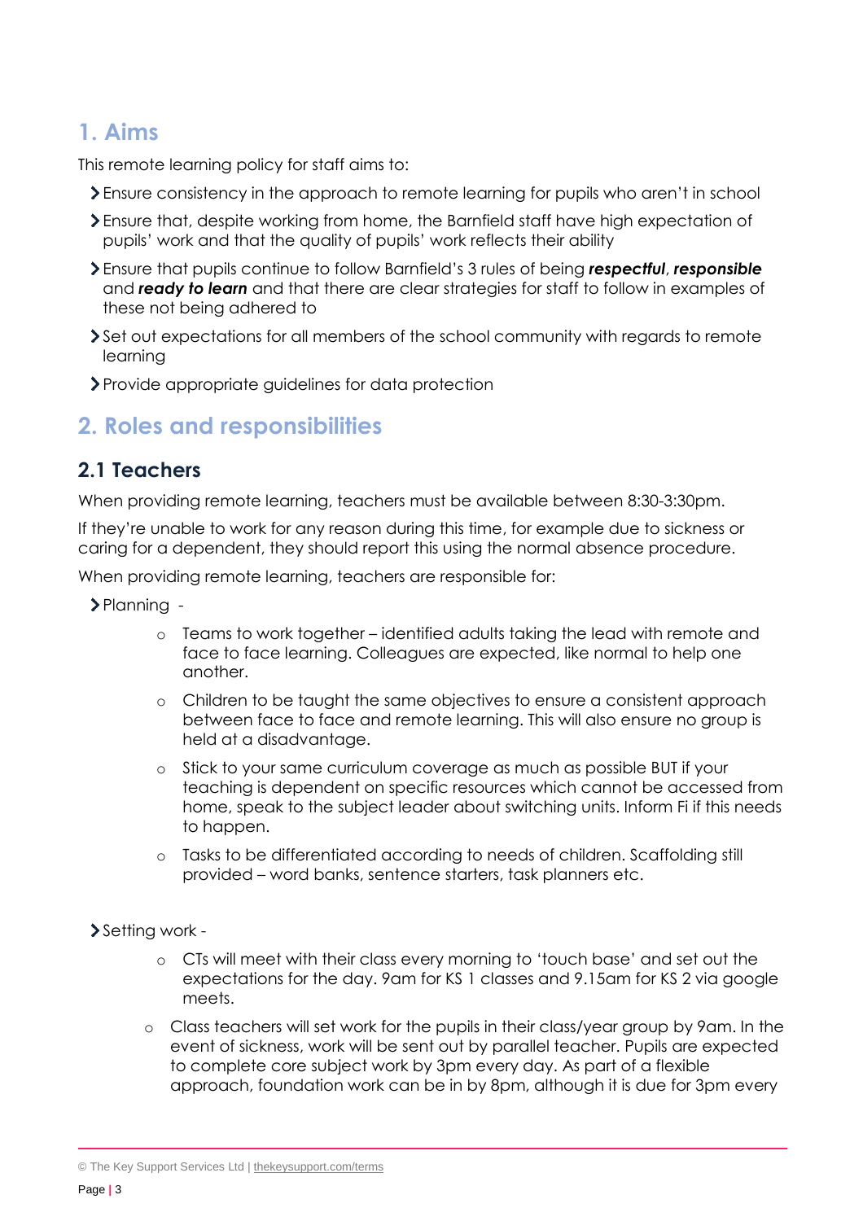## 1. Aims

This remote learning policy for staff aims to:

- Ensure consistency in the approach to remote learning for pupils who aren't in school
- Ensure that, despite working from home, the Barnfield staff have high expectation of pupils' work and that the quality of pupils' work reflects their ability
- Ensure that pupils continue to follow Barnfield's 3 rules of being ***respectful***, ***responsible*** and ***ready to learn*** and that there are clear strategies for staff to follow in examples of these not being adhered to
- Set out expectations for all members of the school community with regards to remote learning
- Provide appropriate guidelines for data protection

## 2. Roles and responsibilities

### 2.1 Teachers

When providing remote learning, teachers must be available between 8:30-3:30pm.

If they're unable to work for any reason during this time, for example due to sickness or caring for a dependent, they should report this using the normal absence procedure.

When providing remote learning, teachers are responsible for:

- Planning -
  - Teams to work together – identified adults taking the lead with remote and face to face learning. Colleagues are expected, like normal to help one another.
  - Children to be taught the same objectives to ensure a consistent approach between face to face and remote learning. This will also ensure no group is held at a disadvantage.
  - Stick to your same curriculum coverage as much as possible BUT if your teaching is dependent on specific resources which cannot be accessed from home, speak to the subject leader about switching units. Inform Fi if this needs to happen.
  - Tasks to be differentiated according to needs of children. Scaffolding still provided – word banks, sentence starters, task planners etc.

- Setting work -
  - CTs will meet with their class every morning to 'touch base' and set out the expectations for the day. 9am for KS 1 classes and 9.15am for KS 2 via google meets.
  - Class teachers will set work for the pupils in their class/year group by 9am. In the event of sickness, work will be sent out by parallel teacher. Pupils are expected to complete core subject work by 3pm every day. As part of a flexible approach, foundation work can be in by 8pm, although it is due for 3pm every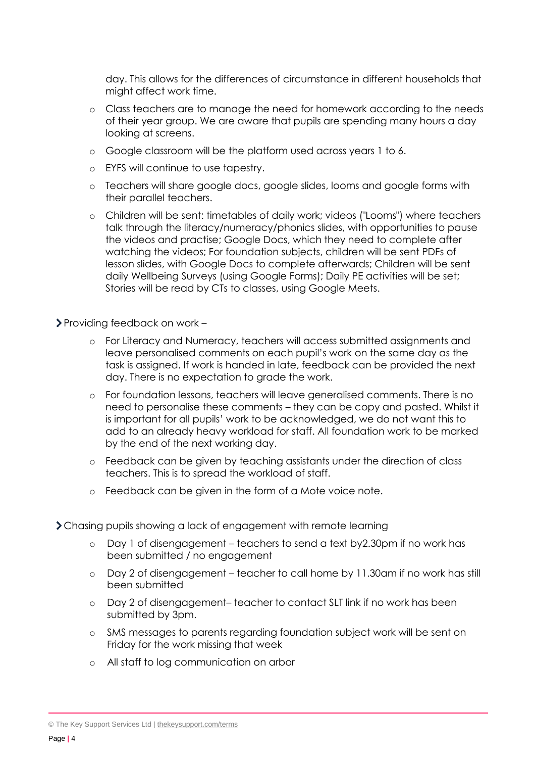day. This allows for the differences of circumstance in different households that might affect work time.

- Class teachers are to manage the need for homework according to the needs of their year group. We are aware that pupils are spending many hours a day looking at screens.
- Google classroom will be the platform used across years 1 to 6.
- EYFS will continue to use tapestry.
- Teachers will share google docs, google slides, looms and google forms with their parallel teachers.
- Children will be sent: timetables of daily work; videos ("Looms") where teachers talk through the literacy/numeracy/phonics slides, with opportunities to pause the videos and practise; Google Docs, which they need to complete after watching the videos; For foundation subjects, children will be sent PDFs of lesson slides, with Google Docs to complete afterwards; Children will be sent daily Wellbeing Surveys (using Google Forms); Daily PE activities will be set; Stories will be read by CTs to classes, using Google Meets.

- Providing feedback on work –
  - For Literacy and Numeracy, teachers will access submitted assignments and leave personalised comments on each pupil's work on the same day as the task is assigned. If work is handed in late, feedback can be provided the next day. There is no expectation to grade the work.
  - For foundation lessons, teachers will leave generalised comments. There is no need to personalise these comments – they can be copy and pasted. Whilst it is important for all pupils' work to be acknowledged, we do not want this to add to an already heavy workload for staff. All foundation work to be marked by the end of the next working day.
  - Feedback can be given by teaching assistants under the direction of class teachers. This is to spread the workload of staff.
  - Feedback can be given in the form of a Mote voice note.

- Chasing pupils showing a lack of engagement with remote learning
  - Day 1 of disengagement – teachers to send a text by2.30pm if no work has been submitted / no engagement
  - Day 2 of disengagement – teacher to call home by 11.30am if no work has still been submitted
  - Day 2 of disengagement– teacher to contact SLT link if no work has been submitted by 3pm.
  - SMS messages to parents regarding foundation subject work will be sent on Friday for the work missing that week
  - All staff to log communication on arbor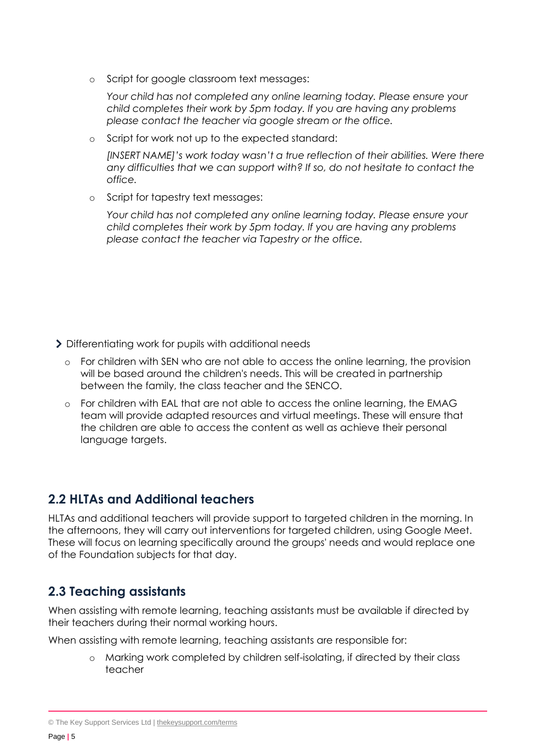- Script for google classroom text messages:

  *Your child has not completed any online learning today. Please ensure your child completes their work by 5pm today. If you are having any problems please contact the teacher via google stream or the office.*

- Script for work not up to the expected standard:

  *[INSERT NAME]'s work today wasn't a true reflection of their abilities. Were there any difficulties that we can support with? If so, do not hesitate to contact the office.*

- Script for tapestry text messages:

  *Your child has not completed any online learning today. Please ensure your child completes their work by 5pm today. If you are having any problems please contact the teacher via Tapestry or the office.*

- Differentiating work for pupils with additional needs
  - For children with SEN who are not able to access the online learning, the provision will be based around the children's needs. This will be created in partnership between the family, the class teacher and the SENCO.
  - For children with EAL that are not able to access the online learning, the EMAG team will provide adapted resources and virtual meetings. These will ensure that the children are able to access the content as well as achieve their personal language targets.

## 2.2 HLTAs and Additional teachers

HLTAs and additional teachers will provide support to targeted children in the morning. In the afternoons, they will carry out interventions for targeted children, using Google Meet. These will focus on learning specifically around the groups' needs and would replace one of the Foundation subjects for that day.

## 2.3 Teaching assistants

When assisting with remote learning, teaching assistants must be available if directed by their teachers during their normal working hours.

When assisting with remote learning, teaching assistants are responsible for:

- Marking work completed by children self-isolating, if directed by their class teacher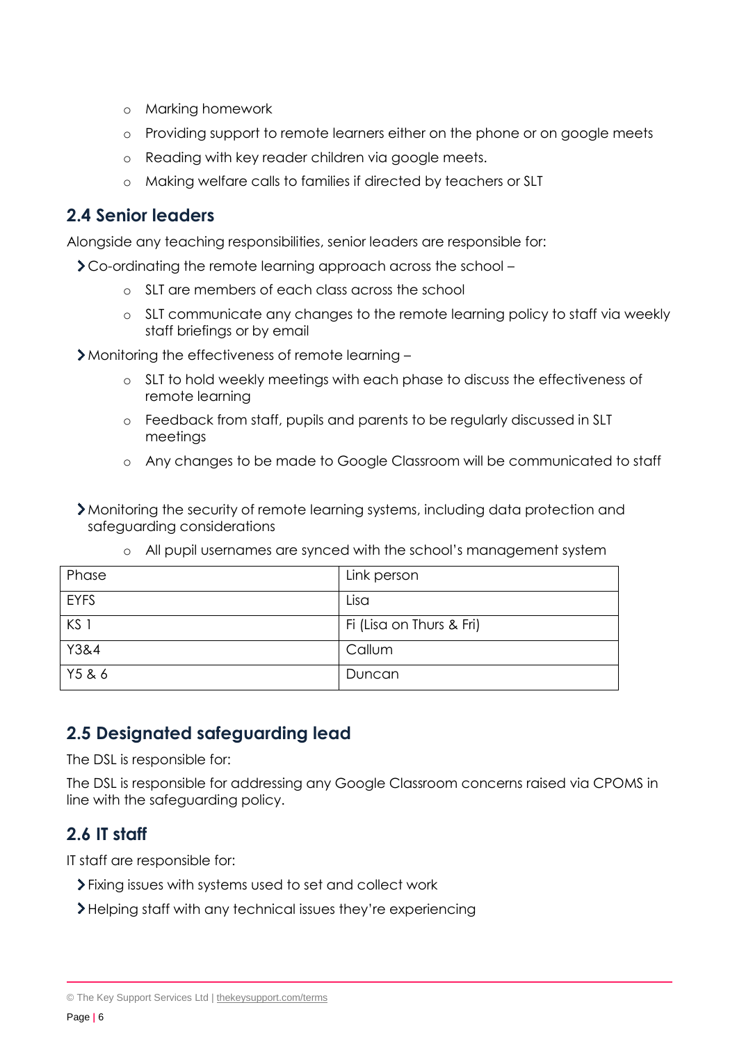- Marking homework
- Providing support to remote learners either on the phone or on google meets
- Reading with key reader children via google meets.
- Making welfare calls to families if directed by teachers or SLT

## 2.4 Senior leaders

Alongside any teaching responsibilities, senior leaders are responsible for:

- Co-ordinating the remote learning approach across the school –
  - SLT are members of each class across the school
  - SLT communicate any changes to the remote learning policy to staff via weekly staff briefings or by email
- Monitoring the effectiveness of remote learning –
  - SLT to hold weekly meetings with each phase to discuss the effectiveness of remote learning
  - Feedback from staff, pupils and parents to be regularly discussed in SLT meetings
  - Any changes to be made to Google Classroom will be communicated to staff
- Monitoring the security of remote learning systems, including data protection and safeguarding considerations
  - All pupil usernames are synced with the school's management system

| Phase | Link person |
| --- | --- |
| EYFS | Lisa |
| KS 1 | Fi (Lisa on Thurs & Fri) |
| Y3&4 | Callum |
| Y5 & 6 | Duncan |

## 2.5 Designated safeguarding lead

The DSL is responsible for:

The DSL is responsible for addressing any Google Classroom concerns raised via CPOMS in line with the safeguarding policy.

## 2.6 IT staff

IT staff are responsible for:

- Fixing issues with systems used to set and collect work
- Helping staff with any technical issues they're experiencing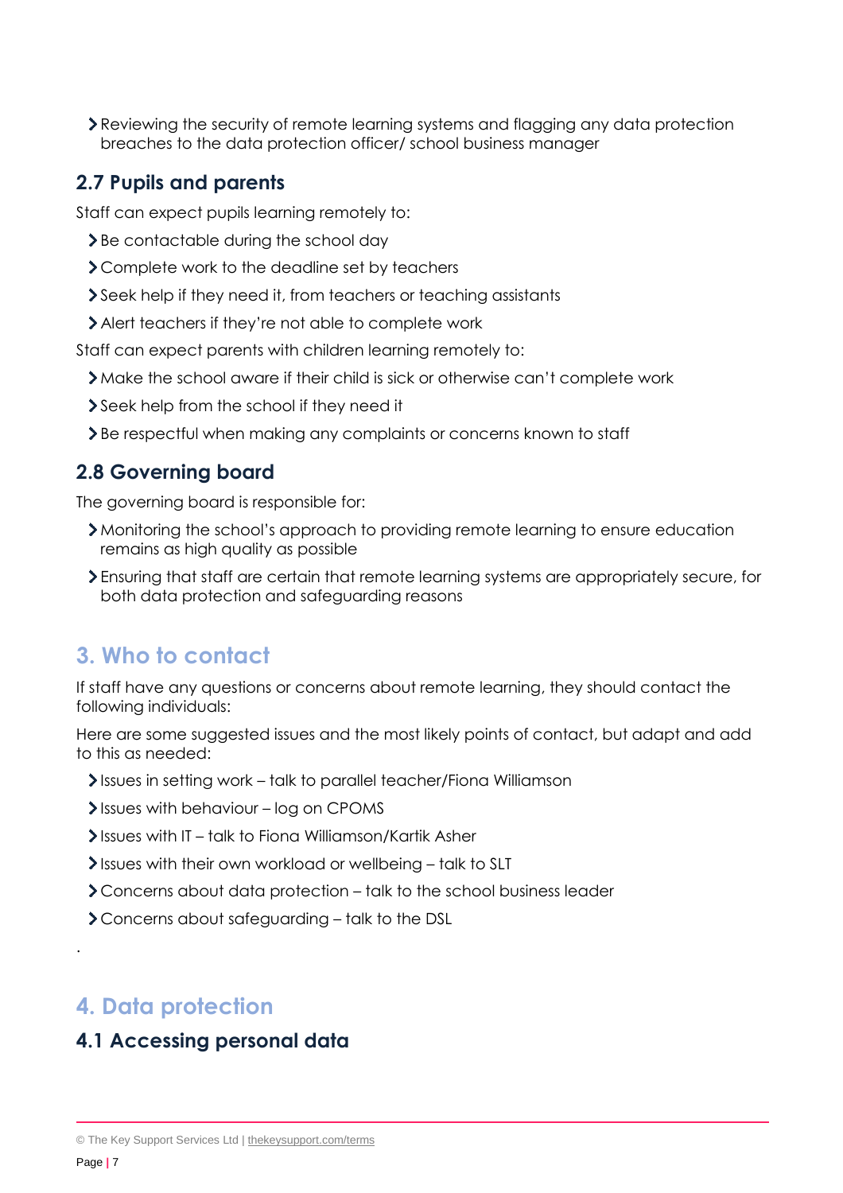- Reviewing the security of remote learning systems and flagging any data protection breaches to the data protection officer/ school business manager

### 2.7 Pupils and parents

Staff can expect pupils learning remotely to:

- Be contactable during the school day
- Complete work to the deadline set by teachers
- Seek help if they need it, from teachers or teaching assistants
- Alert teachers if they're not able to complete work

Staff can expect parents with children learning remotely to:

- Make the school aware if their child is sick or otherwise can't complete work
- Seek help from the school if they need it
- Be respectful when making any complaints or concerns known to staff

### 2.8 Governing board

The governing board is responsible for:

- Monitoring the school's approach to providing remote learning to ensure education remains as high quality as possible
- Ensuring that staff are certain that remote learning systems are appropriately secure, for both data protection and safeguarding reasons

## 3. Who to contact

If staff have any questions or concerns about remote learning, they should contact the following individuals:

Here are some suggested issues and the most likely points of contact, but adapt and add to this as needed:

- Issues in setting work – talk to parallel teacher/Fiona Williamson
- Issues with behaviour – log on CPOMS
- Issues with IT – talk to Fiona Williamson/Kartik Asher
- Issues with their own workload or wellbeing – talk to SLT
- Concerns about data protection – talk to the school business leader
- Concerns about safeguarding – talk to the DSL

.

## 4. Data protection

### 4.1 Accessing personal data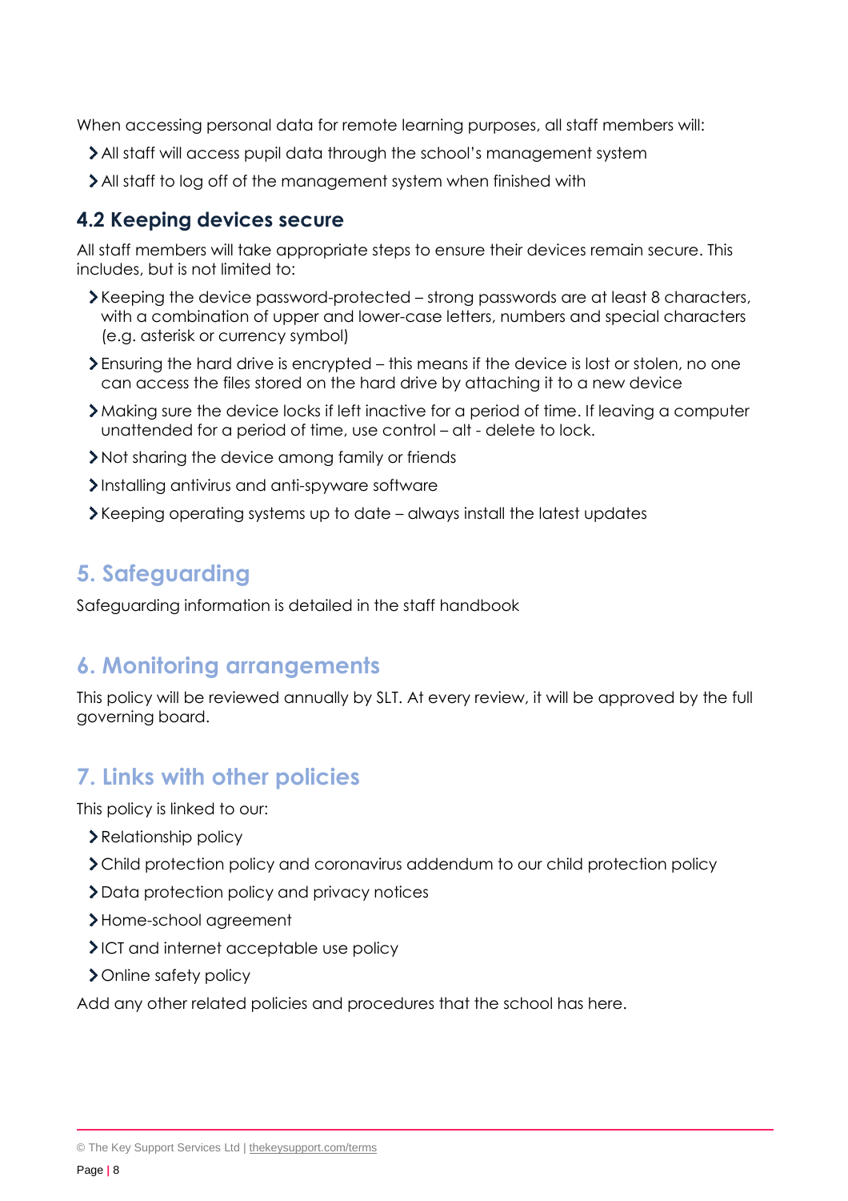When accessing personal data for remote learning purposes, all staff members will:

- All staff will access pupil data through the school's management system
- All staff to log off of the management system when finished with

### 4.2 Keeping devices secure

All staff members will take appropriate steps to ensure their devices remain secure. This includes, but is not limited to:

- Keeping the device password-protected – strong passwords are at least 8 characters, with a combination of upper and lower-case letters, numbers and special characters (e.g. asterisk or currency symbol)
- Ensuring the hard drive is encrypted – this means if the device is lost or stolen, no one can access the files stored on the hard drive by attaching it to a new device
- Making sure the device locks if left inactive for a period of time. If leaving a computer unattended for a period of time, use control – alt - delete to lock.
- Not sharing the device among family or friends
- Installing antivirus and anti-spyware software
- Keeping operating systems up to date – always install the latest updates

## 5. Safeguarding

Safeguarding information is detailed in the staff handbook

## 6. Monitoring arrangements

This policy will be reviewed annually by SLT. At every review, it will be approved by the full governing board.

## 7. Links with other policies

This policy is linked to our:

- Relationship policy
- Child protection policy and coronavirus addendum to our child protection policy
- Data protection policy and privacy notices
- Home-school agreement
- ICT and internet acceptable use policy
- Online safety policy

Add any other related policies and procedures that the school has here.

© The Key Support Services Ltd | thekeysupport.com/terms